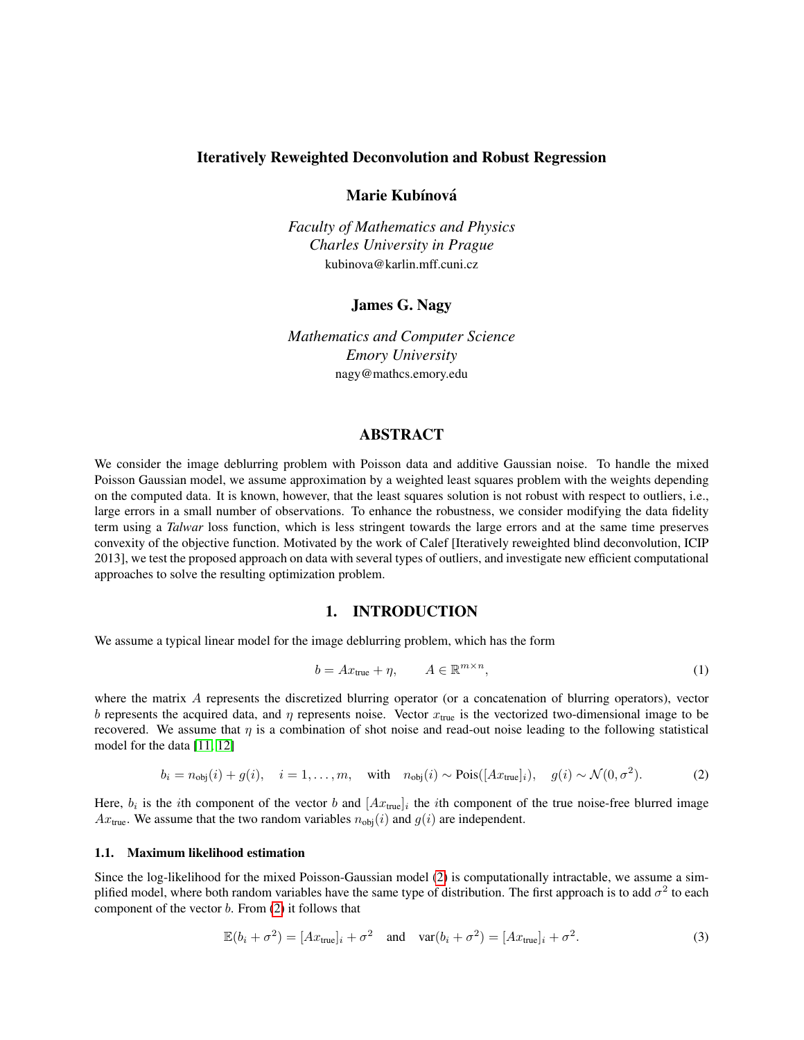# Iteratively Reweighted Deconvolution and Robust Regression

**Marie Kubínová**

*Faculty of Mathematics and Physics*
*Charles University in Prague*
kubinova@karlin.mff.cuni.cz

**James G. Nagy**

*Mathematics and Computer Science*
*Emory University*
nagy@mathcs.emory.edu

## ABSTRACT

We consider the image deblurring problem with Poisson data and additive Gaussian noise. To handle the mixed Poisson Gaussian model, we assume approximation by a weighted least squares problem with the weights depending on the computed data. It is known, however, that the least squares solution is not robust with respect to outliers, i.e., large errors in a small number of observations. To enhance the robustness, we consider modifying the data fidelity term using a *Talwar* loss function, which is less stringent towards the large errors and at the same time preserves convexity of the objective function. Motivated by the work of Calef [Iteratively reweighted blind deconvolution, ICIP 2013], we test the proposed approach on data with several types of outliers, and investigate new efficient computational approaches to solve the resulting optimization problem.

## 1. INTRODUCTION

We assume a typical linear model for the image deblurring problem, which has the form

$$b = Ax_{\text{true}} + \eta, \qquad A \in \mathbb{R}^{m \times n}, \tag{1}$$

where the matrix $A$ represents the discretized blurring operator (or a concatenation of blurring operators), vector $b$ represents the acquired data, and $\eta$ represents noise. Vector $x_{\text{true}}$ is the vectorized two-dimensional image to be recovered. We assume that $\eta$ is a combination of shot noise and read-out noise leading to the following statistical model for the data [11, 12]

$$b_i = n_{\text{obj}}(i) + g(i), \quad i = 1, \ldots, m, \quad \text{with} \quad n_{\text{obj}}(i) \sim \text{Pois}([Ax_{\text{true}}]_i), \quad g(i) \sim \mathcal{N}(0, \sigma^2). \tag{2}$$

Here, $b_i$ is the $i$th component of the vector $b$ and $[Ax_{\text{true}}]_i$ the $i$th component of the true noise-free blurred image $Ax_{\text{true}}$. We assume that the two random variables $n_{\text{obj}}(i)$ and $g(i)$ are independent.

### 1.1. Maximum likelihood estimation

Since the log-likelihood for the mixed Poisson-Gaussian model (2) is computationally intractable, we assume a simplified model, where both random variables have the same type of distribution. The first approach is to add $\sigma^2$ to each component of the vector $b$. From (2) it follows that

$$\mathbb{E}(b_i + \sigma^2) = [Ax_{\text{true}}]_i + \sigma^2 \quad \text{and} \quad \text{var}(b_i + \sigma^2) = [Ax_{\text{true}}]_i + \sigma^2. \tag{3}$$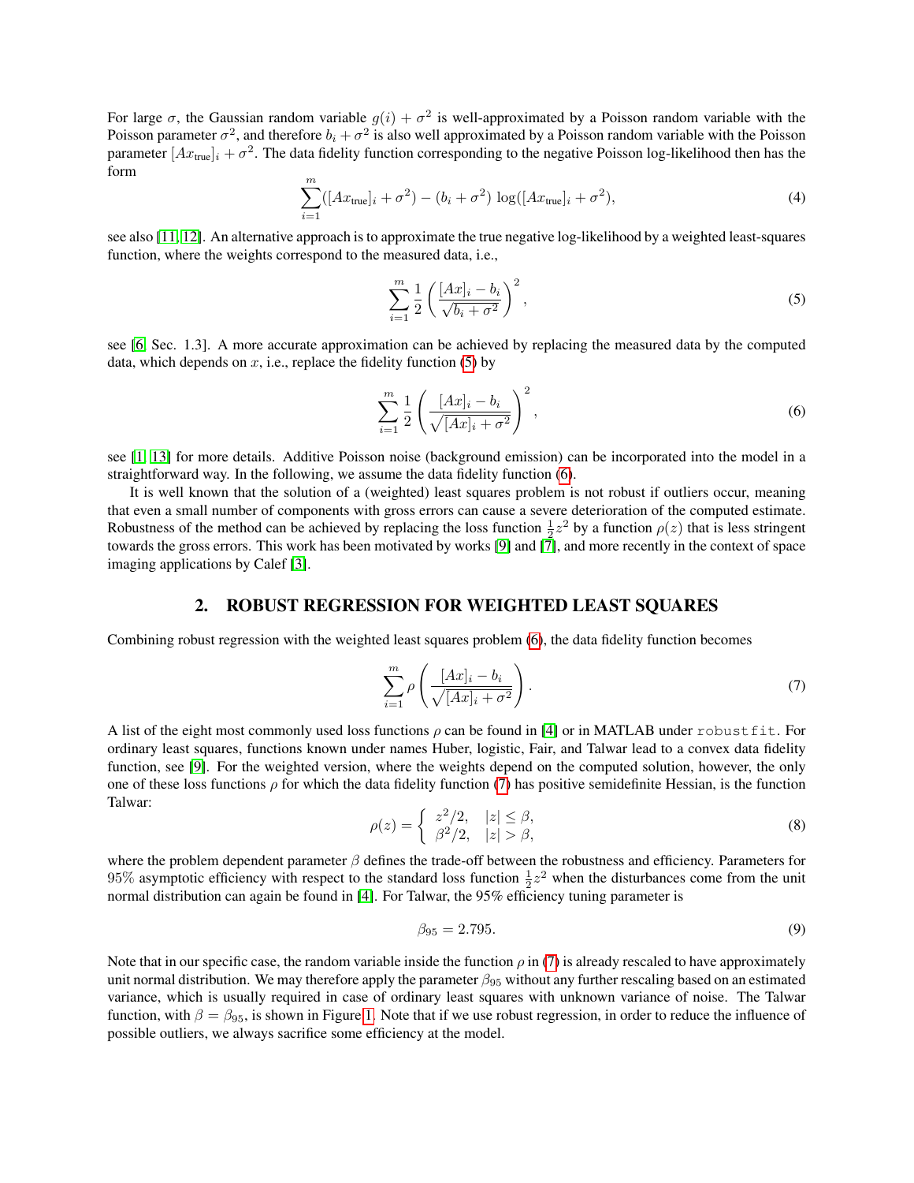For large $\sigma$, the Gaussian random variable $g(i) + \sigma^2$ is well-approximated by a Poisson random variable with the Poisson parameter $\sigma^2$, and therefore $b_i + \sigma^2$ is also well approximated by a Poisson random variable with the Poisson parameter $[Ax_{\text{true}}]_i + \sigma^2$. The data fidelity function corresponding to the negative Poisson log-likelihood then has the form

$$\sum_{i=1}^{m}([Ax_{\text{true}}]_i + \sigma^2) - (b_i + \sigma^2)\,\log([Ax_{\text{true}}]_i + \sigma^2), \tag{4}$$

see also [11, 12]. An alternative approach is to approximate the true negative log-likelihood by a weighted least-squares function, where the weights correspond to the measured data, i.e.,

$$\sum_{i=1}^{m}\frac{1}{2}\left(\frac{[Ax]_i - b_i}{\sqrt{b_i + \sigma^2}}\right)^2, \tag{5}$$

see [6, Sec. 1.3]. A more accurate approximation can be achieved by replacing the measured data by the computed data, which depends on $x$, i.e., replace the fidelity function (5) by

$$\sum_{i=1}^{m}\frac{1}{2}\left(\frac{[Ax]_i - b_i}{\sqrt{[Ax]_i + \sigma^2}}\right)^2, \tag{6}$$

see [1, 13] for more details. Additive Poisson noise (background emission) can be incorporated into the model in a straightforward way. In the following, we assume the data fidelity function (6).

It is well known that the solution of a (weighted) least squares problem is not robust if outliers occur, meaning that even a small number of components with gross errors can cause a severe deterioration of the computed estimate. Robustness of the method can be achieved by replacing the loss function $\frac{1}{2}z^2$ by a function $\rho(z)$ that is less stringent towards the gross errors. This work has been motivated by works [9] and [7], and more recently in the context of space imaging applications by Calef [3].

## 2. ROBUST REGRESSION FOR WEIGHTED LEAST SQUARES

Combining robust regression with the weighted least squares problem (6), the data fidelity function becomes

$$\sum_{i=1}^{m}\rho\left(\frac{[Ax]_i - b_i}{\sqrt{[Ax]_i + \sigma^2}}\right). \tag{7}$$

A list of the eight most commonly used loss functions $\rho$ can be found in [4] or in MATLAB under `robustfit`. For ordinary least squares, functions known under names Huber, logistic, Fair, and Talwar lead to a convex data fidelity function, see [9]. For the weighted version, where the weights depend on the computed solution, however, the only one of these loss functions $\rho$ for which the data fidelity function (7) has positive semidefinite Hessian, is the function Talwar:

$$\rho(z) = \begin{cases} z^2/2, & |z| \le \beta, \\ \beta^2/2, & |z| > \beta, \end{cases} \tag{8}$$

where the problem dependent parameter $\beta$ defines the trade-off between the robustness and efficiency. Parameters for 95% asymptotic efficiency with respect to the standard loss function $\frac{1}{2}z^2$ when the disturbances come from the unit normal distribution can again be found in [4]. For Talwar, the 95% efficiency tuning parameter is

$$\beta_{95} = 2.795. \tag{9}$$

Note that in our specific case, the random variable inside the function $\rho$ in (7) is already rescaled to have approximately unit normal distribution. We may therefore apply the parameter $\beta_{95}$ without any further rescaling based on an estimated variance, which is usually required in case of ordinary least squares with unknown variance of noise. The Talwar function, with $\beta = \beta_{95}$, is shown in Figure 1. Note that if we use robust regression, in order to reduce the influence of possible outliers, we always sacrifice some efficiency at the model.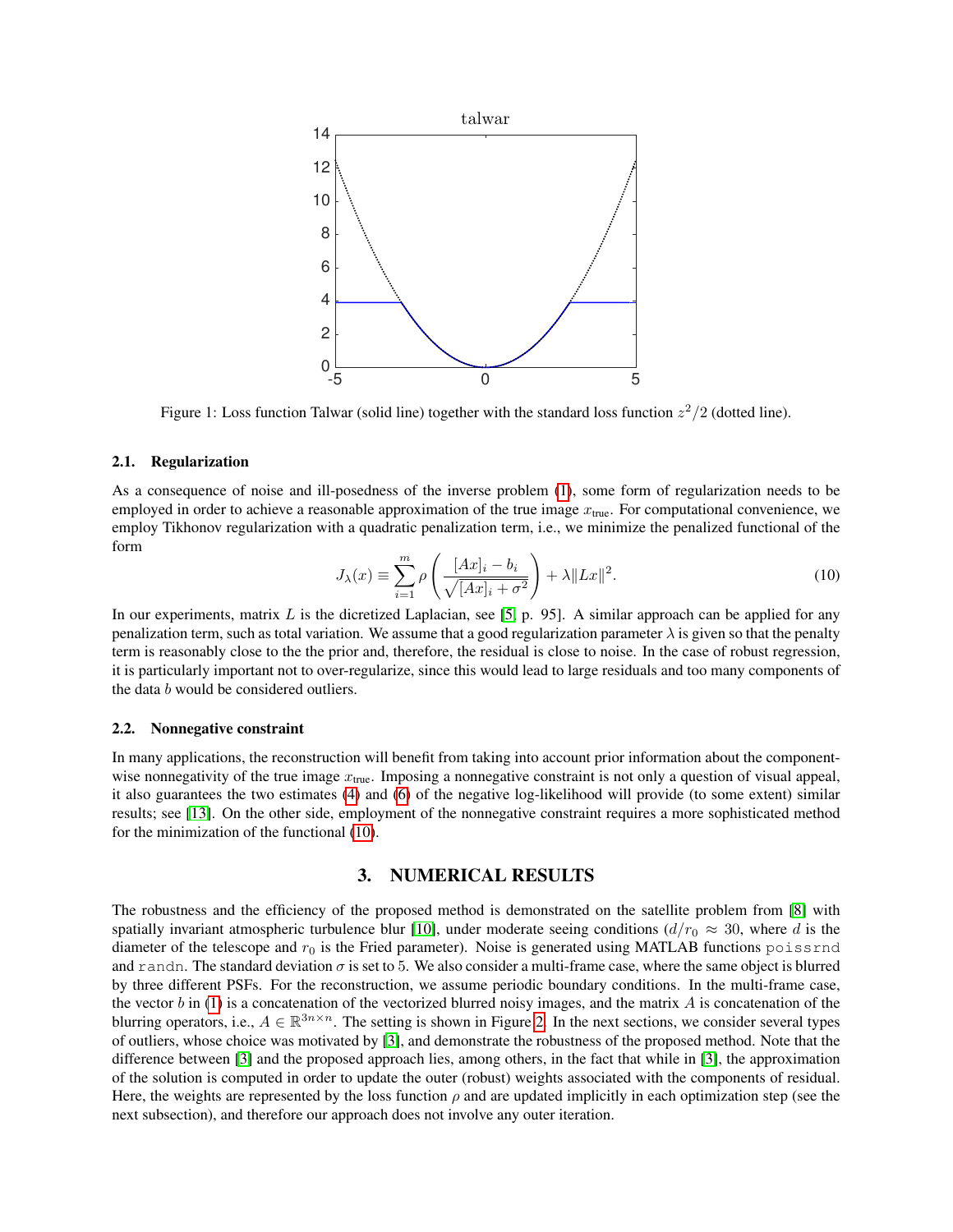Figure 1: Loss function Talwar (solid line) together with the standard loss function $z^2/2$ (dotted line).

### 2.1. Regularization

As a consequence of noise and ill-posedness of the inverse problem (1), some form of regularization needs to be employed in order to achieve a reasonable approximation of the true image $x_{\text{true}}$. For computational convenience, we employ Tikhonov regularization with a quadratic penalization term, i.e., we minimize the penalized functional of the form

$$J_\lambda(x) \equiv \sum_{i=1}^{m} \rho\left(\frac{[Ax]_i - b_i}{\sqrt{[Ax]_i + \sigma^2}}\right) + \lambda \|Lx\|^2. \tag{10}$$

In our experiments, matrix $L$ is the dicretized Laplacian, see [5, p. 95]. A similar approach can be applied for any penalization term, such as total variation. We assume that a good regularization parameter $\lambda$ is given so that the penalty term is reasonably close to the the prior and, therefore, the residual is close to noise. In the case of robust regression, it is particularly important not to over-regularize, since this would lead to large residuals and too many components of the data $b$ would be considered outliers.

### 2.2. Nonnegative constraint

In many applications, the reconstruction will benefit from taking into account prior information about the component-wise nonnegativity of the true image $x_{\text{true}}$. Imposing a nonnegative constraint is not only a question of visual appeal, it also guarantees the two estimates (4) and (6) of the negative log-likelihood will provide (to some extent) similar results; see [13]. On the other side, employment of the nonnegative constraint requires a more sophisticated method for the minimization of the functional (10).

## 3. NUMERICAL RESULTS

The robustness and the efficiency of the proposed method is demonstrated on the satellite problem from [8] with spatially invariant atmospheric turbulence blur [10], under moderate seeing conditions ($d/r_0 \approx 30$, where $d$ is the diameter of the telescope and $r_0$ is the Fried parameter). Noise is generated using MATLAB functions `poissrnd` and `randn`. The standard deviation $\sigma$ is set to 5. We also consider a multi-frame case, where the same object is blurred by three different PSFs. For the reconstruction, we assume periodic boundary conditions. In the multi-frame case, the vector $b$ in (1) is a concatenation of the vectorized blurred noisy images, and the matrix $A$ is concatenation of the blurring operators, i.e., $A \in \mathbb{R}^{3n \times n}$. The setting is shown in Figure 2. In the next sections, we consider several types of outliers, whose choice was motivated by [3], and demonstrate the robustness of the proposed method. Note that the difference between [3] and the proposed approach lies, among others, in the fact that while in [3], the approximation of the solution is computed in order to update the outer (robust) weights associated with the components of residual. Here, the weights are represented by the loss function $\rho$ and are updated implicitly in each optimization step (see the next subsection), and therefore our approach does not involve any outer iteration.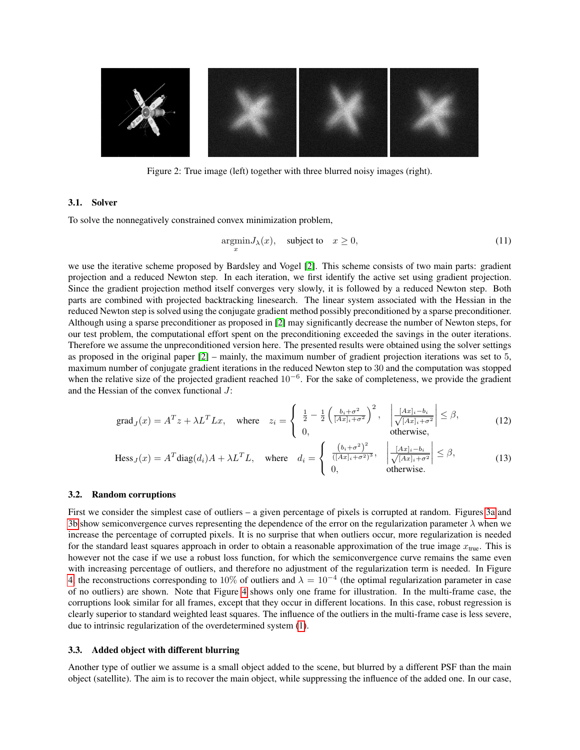Figure 2: True image (left) together with three blurred noisy images (right).

### 3.1. Solver

To solve the nonnegatively constrained convex minimization problem,

$$\underset{x}{\operatorname{argmin}} J_\lambda(x), \quad \text{subject to} \quad x \geq 0, \tag{11}$$

we use the iterative scheme proposed by Bardsley and Vogel [2]. This scheme consists of two main parts: gradient projection and a reduced Newton step. In each iteration, we first identify the active set using gradient projection. Since the gradient projection method itself converges very slowly, it is followed by a reduced Newton step. Both parts are combined with projected backtracking linesearch. The linear system associated with the Hessian in the reduced Newton step is solved using the conjugate gradient method possibly preconditioned by a sparse preconditioner. Although using a sparse preconditioner as proposed in [2] may significantly decrease the number of Newton steps, for our test problem, the computational effort spent on the preconditioning exceeded the savings in the outer iterations. Therefore we assume the unpreconditioned version here. The presented results were obtained using the solver settings as proposed in the original paper [2] – mainly, the maximum number of gradient projection iterations was set to 5, maximum number of conjugate gradient iterations in the reduced Newton step to 30 and the computation was stopped when the relative size of the projected gradient reached $10^{-6}$. For the sake of completeness, we provide the gradient and the Hessian of the convex functional $J$:

$$\text{grad}_J(x) = A^T z + \lambda L^T L x, \quad \text{where} \quad z_i = \begin{cases} \frac{1}{2} - \frac{1}{2}\left(\frac{b_i+\sigma^2}{[Ax]_i+\sigma^2}\right)^2, & \left|\frac{[Ax]_i - b_i}{\sqrt{[Ax]_i+\sigma^2}}\right| \leq \beta, \\ 0, & \text{otherwise,} \end{cases} \tag{12}$$

$$\text{Hess}_J(x) = A^T \text{diag}(d_i) A + \lambda L^T L, \quad \text{where} \quad d_i = \begin{cases} \frac{(b_i+\sigma^2)^2}{([Ax]_i+\sigma^2)^3}, & \left|\frac{[Ax]_i - b_i}{\sqrt{[Ax]_i+\sigma^2}}\right| \leq \beta, \\ 0, & \text{otherwise.} \end{cases} \tag{13}$$

### 3.2. Random corruptions

First we consider the simplest case of outliers – a given percentage of pixels is corrupted at random. Figures 3a and 3b show semiconvergence curves representing the dependence of the error on the regularization parameter $\lambda$ when we increase the percentage of corrupted pixels. It is no surprise that when outliers occur, more regularization is needed for the standard least squares approach in order to obtain a reasonable approximation of the true image $x_{\text{true}}$. This is however not the case if we use a robust loss function, for which the semiconvergence curve remains the same even with increasing percentage of outliers, and therefore no adjustment of the regularization term is needed. In Figure 4, the reconstructions corresponding to $10\%$ of outliers and $\lambda = 10^{-4}$ (the optimal regularization parameter in case of no outliers) are shown. Note that Figure 4 shows only one frame for illustration. In the multi-frame case, the corruptions look similar for all frames, except that they occur in different locations. In this case, robust regression is clearly superior to standard weighted least squares. The influence of the outliers in the multi-frame case is less severe, due to intrinsic regularization of the overdetermined system (1).

### 3.3. Added object with different blurring

Another type of outlier we assume is a small object added to the scene, but blurred by a different PSF than the main object (satellite). The aim is to recover the main object, while suppressing the influence of the added one. In our case,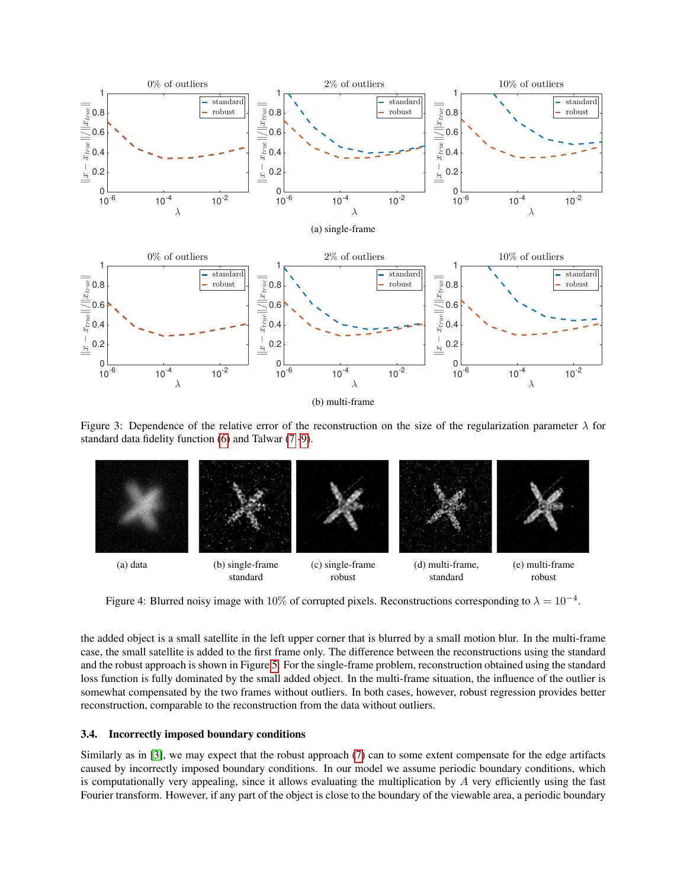(a) single-frame

(b) multi-frame

Figure 3: Dependence of the relative error of the reconstruction on the size of the regularization parameter $\lambda$ for standard data fidelity function (6) and Talwar (7-9).

(a) data

(b) single-frame standard

(c) single-frame robust

(d) multi-frame, standard

(e) multi-frame robust

Figure 4: Blurred noisy image with 10% of corrupted pixels. Reconstructions corresponding to $\lambda = 10^{-4}$.

the added object is a small satellite in the left upper corner that is blurred by a small motion blur. In the multi-frame case, the small satellite is added to the first frame only. The difference between the reconstructions using the standard and the robust approach is shown in Figure 5. For the single-frame problem, reconstruction obtained using the standard loss function is fully dominated by the small added object. In the multi-frame situation, the influence of the outlier is somewhat compensated by the two frames without outliers. In both cases, however, robust regression provides better reconstruction, comparable to the reconstruction from the data without outliers.

### 3.4. Incorrectly imposed boundary conditions

Similarly as in [3], we may expect that the robust approach (7) can to some extent compensate for the edge artifacts caused by incorrectly imposed boundary conditions. In our model we assume periodic boundary conditions, which is computationally very appealing, since it allows evaluating the multiplication by $A$ very efficiently using the fast Fourier transform. However, if any part of the object is close to the boundary of the viewable area, a periodic boundary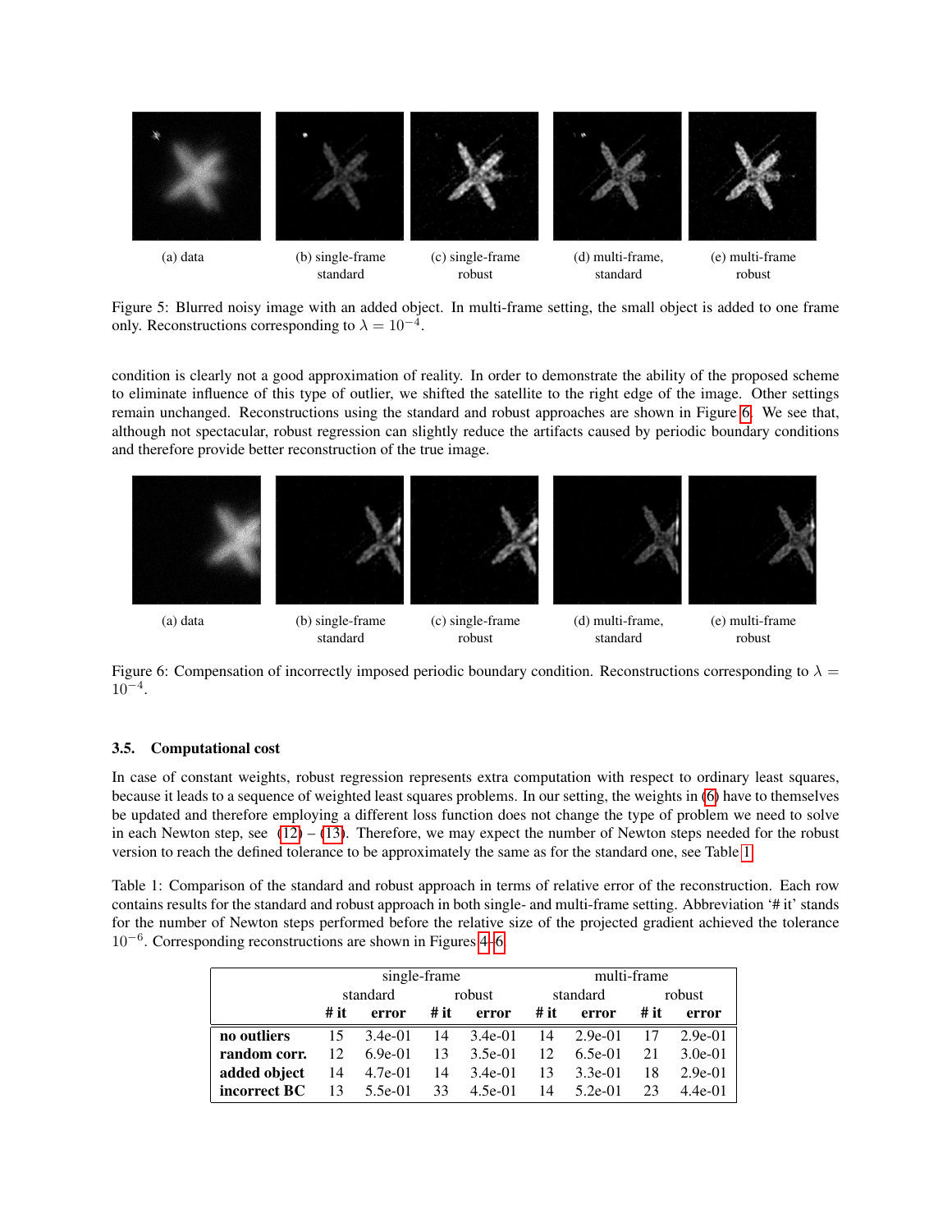(a) data (b) single-frame standard (c) single-frame robust (d) multi-frame, standard (e) multi-frame robust

Figure 5: Blurred noisy image with an added object. In multi-frame setting, the small object is added to one frame only. Reconstructions corresponding to $\lambda = 10^{-4}$.

condition is clearly not a good approximation of reality. In order to demonstrate the ability of the proposed scheme to eliminate influence of this type of outlier, we shifted the satellite to the right edge of the image. Other settings remain unchanged. Reconstructions using the standard and robust approaches are shown in Figure 6. We see that, although not spectacular, robust regression can slightly reduce the artifacts caused by periodic boundary conditions and therefore provide better reconstruction of the true image.

(a) data (b) single-frame standard (c) single-frame robust (d) multi-frame, standard (e) multi-frame robust

Figure 6: Compensation of incorrectly imposed periodic boundary condition. Reconstructions corresponding to $\lambda = 10^{-4}$.

### 3.5. Computational cost

In case of constant weights, robust regression represents extra computation with respect to ordinary least squares, because it leads to a sequence of weighted least squares problems. In our setting, the weights in (6) have to themselves be updated and therefore employing a different loss function does not change the type of problem we need to solve in each Newton step, see (12) – (13). Therefore, we may expect the number of Newton steps needed for the robust version to reach the defined tolerance to be approximately the same as for the standard one, see Table 1.

Table 1: Comparison of the standard and robust approach in terms of relative error of the reconstruction. Each row contains results for the standard and robust approach in both single- and multi-frame setting. Abbreviation '# it' stands for the number of Newton steps performed before the relative size of the projected gradient achieved the tolerance $10^{-6}$. Corresponding reconstructions are shown in Figures 4–6.

| | single-frame | | | | multi-frame | | | |
|---|---|---|---|---|---|---|---|---|
| | standard | | robust | | standard | | robust | |
| | **# it** | **error** | **# it** | **error** | **# it** | **error** | **# it** | **error** |
| **no outliers** | 15 | 3.4e-01 | 14 | 3.4e-01 | 14 | 2.9e-01 | 17 | 2.9e-01 |
| **random corr.** | 12 | 6.9e-01 | 13 | 3.5e-01 | 12 | 6.5e-01 | 21 | 3.0e-01 |
| **added object** | 14 | 4.7e-01 | 14 | 3.4e-01 | 13 | 3.3e-01 | 18 | 2.9e-01 |
| **incorrect BC** | 13 | 5.5e-01 | 33 | 4.5e-01 | 14 | 5.2e-01 | 23 | 4.4e-01 |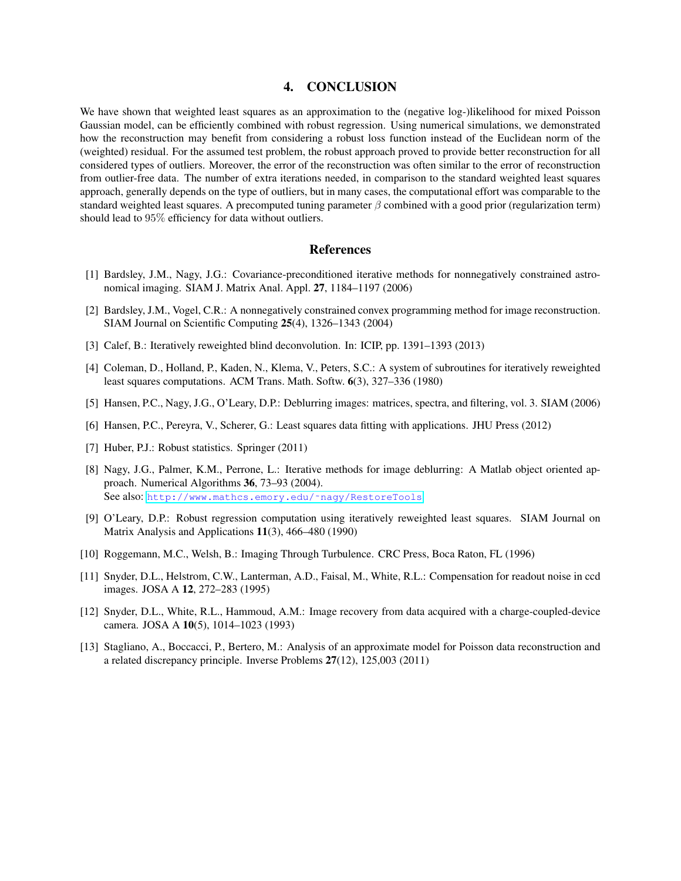# 4. CONCLUSION

We have shown that weighted least squares as an approximation to the (negative log-)likelihood for mixed Poisson Gaussian model, can be efficiently combined with robust regression. Using numerical simulations, we demonstrated how the reconstruction may benefit from considering a robust loss function instead of the Euclidean norm of the (weighted) residual. For the assumed test problem, the robust approach proved to provide better reconstruction for all considered types of outliers. Moreover, the error of the reconstruction was often similar to the error of reconstruction from outlier-free data. The number of extra iterations needed, in comparison to the standard weighted least squares approach, generally depends on the type of outliers, but in many cases, the computational effort was comparable to the standard weighted least squares. A precomputed tuning parameter $\beta$ combined with a good prior (regularization term) should lead to $95\%$ efficiency for data without outliers.

## References

[1] Bardsley, J.M., Nagy, J.G.: Covariance-preconditioned iterative methods for nonnegatively constrained astronomical imaging. SIAM J. Matrix Anal. Appl. **27**, 1184–1197 (2006)

[2] Bardsley, J.M., Vogel, C.R.: A nonnegatively constrained convex programming method for image reconstruction. SIAM Journal on Scientific Computing **25**(4), 1326–1343 (2004)

[3] Calef, B.: Iteratively reweighted blind deconvolution. In: ICIP, pp. 1391–1393 (2013)

[4] Coleman, D., Holland, P., Kaden, N., Klema, V., Peters, S.C.: A system of subroutines for iteratively reweighted least squares computations. ACM Trans. Math. Softw. **6**(3), 327–336 (1980)

[5] Hansen, P.C., Nagy, J.G., O'Leary, D.P.: Deblurring images: matrices, spectra, and filtering, vol. 3. SIAM (2006)

[6] Hansen, P.C., Pereyra, V., Scherer, G.: Least squares data fitting with applications. JHU Press (2012)

[7] Huber, P.J.: Robust statistics. Springer (2011)

[8] Nagy, J.G., Palmer, K.M., Perrone, L.: Iterative methods for image deblurring: A Matlab object oriented approach. Numerical Algorithms **36**, 73–93 (2004).
See also: http://www.mathcs.emory.edu/~nagy/RestoreTools

[9] O'Leary, D.P.: Robust regression computation using iteratively reweighted least squares. SIAM Journal on Matrix Analysis and Applications **11**(3), 466–480 (1990)

[10] Roggemann, M.C., Welsh, B.: Imaging Through Turbulence. CRC Press, Boca Raton, FL (1996)

[11] Snyder, D.L., Helstrom, C.W., Lanterman, A.D., Faisal, M., White, R.L.: Compensation for readout noise in ccd images. JOSA A **12**, 272–283 (1995)

[12] Snyder, D.L., White, R.L., Hammoud, A.M.: Image recovery from data acquired with a charge-coupled-device camera. JOSA A **10**(5), 1014–1023 (1993)

[13] Stagliano, A., Boccacci, P., Bertero, M.: Analysis of an approximate model for Poisson data reconstruction and a related discrepancy principle. Inverse Problems **27**(12), 125,003 (2011)